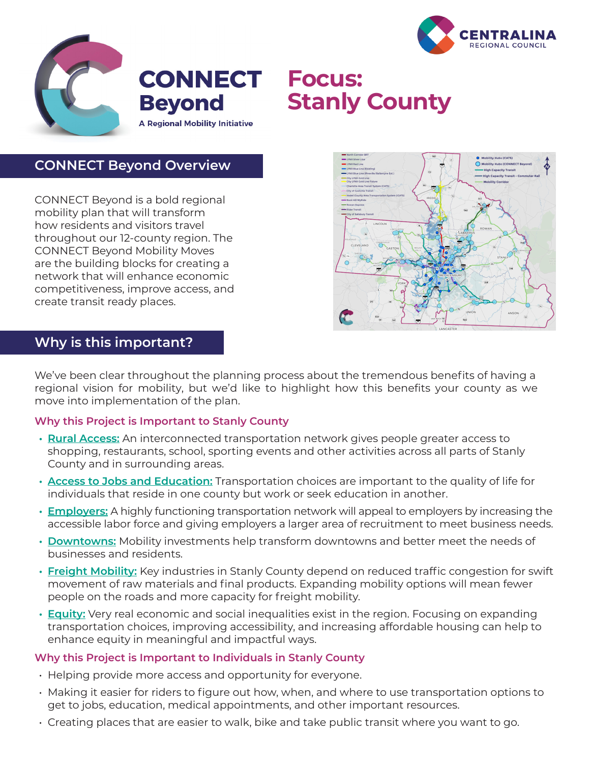# CONNECT Beyond

A Regional Mobility Initiative

CENTRALINA REGIONAL COUNCIL

# Focus: Stanly County

## CONNECT Beyond Overview

CONNECT Beyond is a bold regional mobility plan that will transform how residents and visitors travel throughout our 12-county region. The CONNECT Beyond Mobility Moves are the building blocks for creating a network that will enhance economic competitiveness, improve access, and create transit ready places.

## Why is this important?

We've been clear throughout the planning process about the tremendous benefits of having a regional vision for mobility, but we'd like to highlight how this benefits your county as we move into implementation of the plan.

### Why this Project is Important to Stanly County

- **Rural Access:** An interconnected transportation network gives people greater access to shopping, restaurants, school, sporting events and other activities across all parts of Stanly County and in surrounding areas.
- **Access to Jobs and Education:** Transportation choices are important to the quality of life for individuals that reside in one county but work or seek education in another.
- **Employers:** A highly functioning transportation network will appeal to employers by increasing the accessible labor force and giving employers a larger area of recruitment to meet business needs.
- **Downtowns:** Mobility investments help transform downtowns and better meet the needs of businesses and residents.
- **Freight Mobility:** Key industries in Stanly County depend on reduced traffic congestion for swift movement of raw materials and final products. Expanding mobility options will mean fewer people on the roads and more capacity for freight mobility.
- **Equity:** Very real economic and social inequalities exist in the region. Focusing on expanding transportation choices, improving accessibility, and increasing affordable housing can help to enhance equity in meaningful and impactful ways.

### Why this Project is Important to Individuals in Stanly County

- Helping provide more access and opportunity for everyone.
- Making it easier for riders to figure out how, when, and where to use transportation options to get to jobs, education, medical appointments, and other important resources.
- Creating places that are easier to walk, bike and take public transit where you want to go.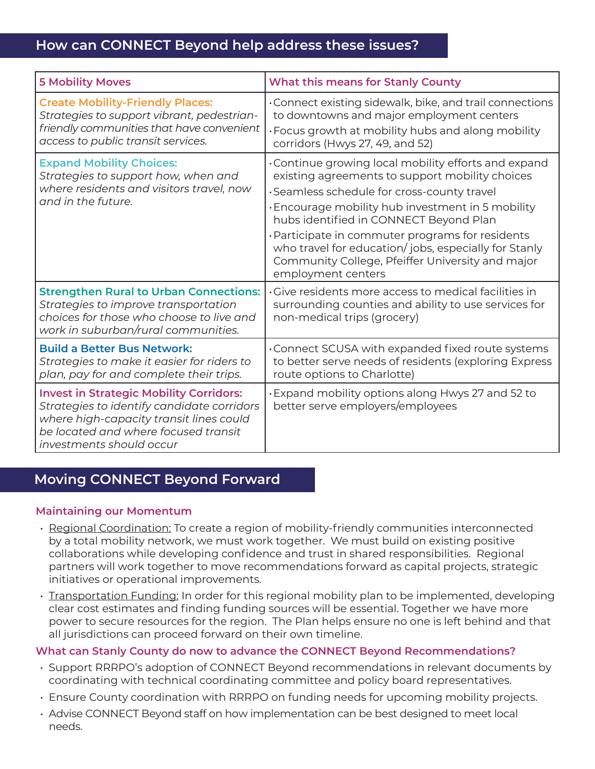## How can CONNECT Beyond help address these issues?

| 5 Mobility Moves | What this means for Stanly County |
|---|---|
| **Create Mobility-Friendly Places:** *Strategies to support vibrant, pedestrian-friendly communities that have convenient access to public transit services.* | • Connect existing sidewalk, bike, and trail connections to downtowns and major employment centers<br>• Focus growth at mobility hubs and along mobility corridors (Hwys 27, 49, and 52) |
| **Expand Mobility Choices:** *Strategies to support how, when and where residents and visitors travel, now and in the future.* | • Continue growing local mobility efforts and expand existing agreements to support mobility choices<br>• Seamless schedule for cross-county travel<br>• Encourage mobility hub investment in 5 mobility hubs identified in CONNECT Beyond Plan<br>• Participate in commuter programs for residents who travel for education/ jobs, especially for Stanly Community College, Pfeiffer University and major employment centers |
| **Strengthen Rural to Urban Connections:** *Strategies to improve transportation choices for those who choose to live and work in suburban/rural communities.* | • Give residents more access to medical facilities in surrounding counties and ability to use services for non-medical trips (grocery) |
| **Build a Better Bus Network:** *Strategies to make it easier for riders to plan, pay for and complete their trips.* | • Connect SCUSA with expanded fixed route systems to better serve needs of residents (exploring Express route options to Charlotte) |
| **Invest in Strategic Mobility Corridors:** *Strategies to identify candidate corridors where high-capacity transit lines could be located and where focused transit investments should occur* | • Expand mobility options along Hwys 27 and 52 to better serve employers/employees |

## Moving CONNECT Beyond Forward

### Maintaining our Momentum

- Regional Coordination: To create a region of mobility-friendly communities interconnected by a total mobility network, we must work together. We must build on existing positive collaborations while developing confidence and trust in shared responsibilities. Regional partners will work together to move recommendations forward as capital projects, strategic initiatives or operational improvements.
- Transportation Funding: In order for this regional mobility plan to be implemented, developing clear cost estimates and finding funding sources will be essential. Together we have more power to secure resources for the region. The Plan helps ensure no one is left behind and that all jurisdictions can proceed forward on their own timeline.

### What can Stanly County do now to advance the CONNECT Beyond Recommendations?

- Support RRRPO's adoption of CONNECT Beyond recommendations in relevant documents by coordinating with technical coordinating committee and policy board representatives.
- Ensure County coordination with RRRPO on funding needs for upcoming mobility projects.
- Advise CONNECT Beyond staff on how implementation can be best designed to meet local needs.